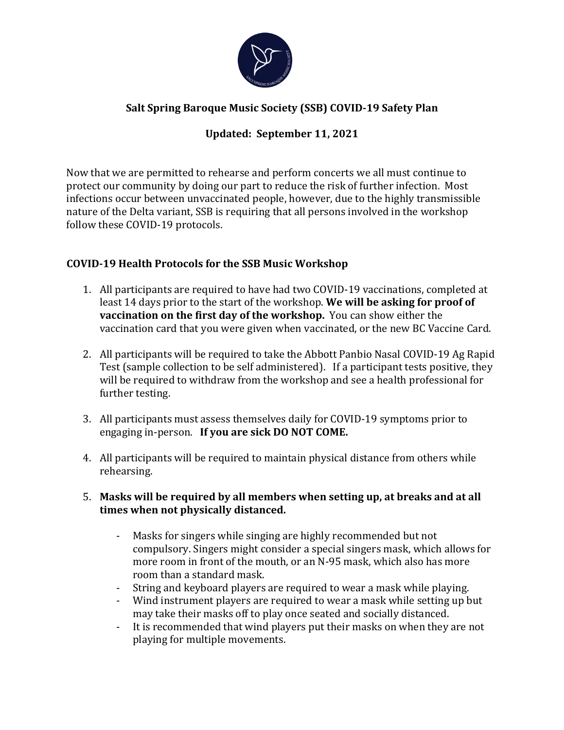# Salt Spring Baroque Music Society (SSB) COVID-19 Safety Plan

## Updated: September 11, 2021

Now that we are permitted to rehearse and perform concerts we all must continue to protect our community by doing our part to reduce the risk of further infection. Most infections occur between unvaccinated people, however, due to the highly transmissible nature of the Delta variant, SSB is requiring that all persons involved in the workshop follow these COVID-19 protocols.

### COVID-19 Health Protocols for the SSB Music Workshop

1. All participants are required to have had two COVID-19 vaccinations, completed at least 14 days prior to the start of the workshop. **We will be asking for proof of vaccination on the first day of the workshop.** You can show either the vaccination card that you were given when vaccinated, or the new BC Vaccine Card.

2. All participants will be required to take the Abbott Panbio Nasal COVID-19 Ag Rapid Test (sample collection to be self administered). If a participant tests positive, they will be required to withdraw from the workshop and see a health professional for further testing.

3. All participants must assess themselves daily for COVID-19 symptoms prior to engaging in-person. **If you are sick DO NOT COME.**

4. All participants will be required to maintain physical distance from others while rehearsing.

5. **Masks will be required by all members when setting up, at breaks and at all times when not physically distanced.**

   - Masks for singers while singing are highly recommended but not compulsory. Singers might consider a special singers mask, which allows for more room in front of the mouth, or an N-95 mask, which also has more room than a standard mask.
   - String and keyboard players are required to wear a mask while playing.
   - Wind instrument players are required to wear a mask while setting up but may take their masks off to play once seated and socially distanced.
   - It is recommended that wind players put their masks on when they are not playing for multiple movements.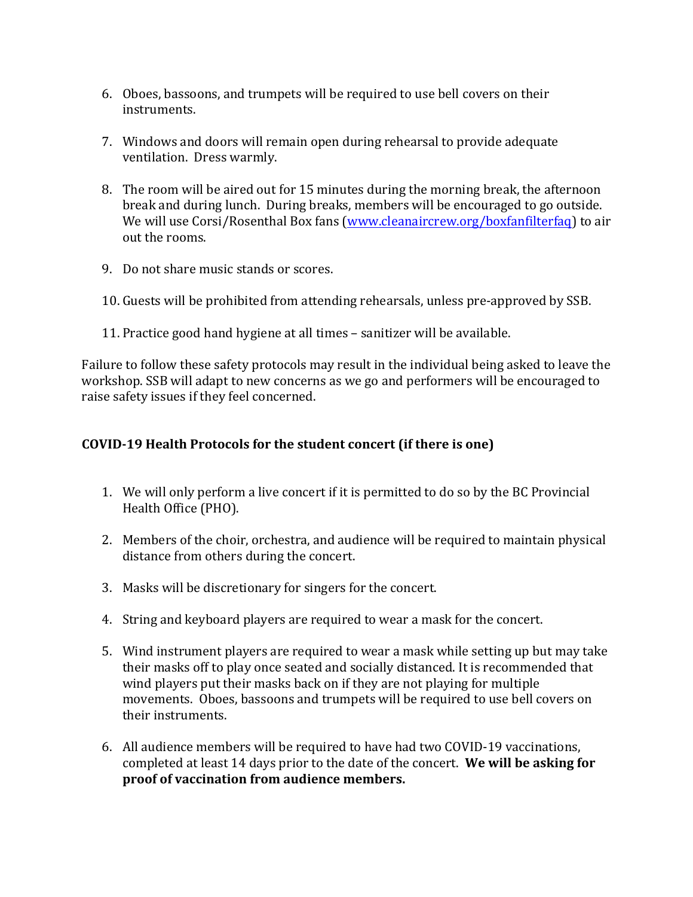6. Oboes, bassoons, and trumpets will be required to use bell covers on their instruments.

7. Windows and doors will remain open during rehearsal to provide adequate ventilation. Dress warmly.

8. The room will be aired out for 15 minutes during the morning break, the afternoon break and during lunch. During breaks, members will be encouraged to go outside. We will use Corsi/Rosenthal Box fans ([www.cleanaircrew.org/boxfanfilterfaq](http://www.cleanaircrew.org/boxfanfilterfaq)) to air out the rooms.

9. Do not share music stands or scores.

10. Guests will be prohibited from attending rehearsals, unless pre-approved by SSB.

11. Practice good hand hygiene at all times – sanitizer will be available.

Failure to follow these safety protocols may result in the individual being asked to leave the workshop. SSB will adapt to new concerns as we go and performers will be encouraged to raise safety issues if they feel concerned.

**COVID-19 Health Protocols for the student concert (if there is one)**

1. We will only perform a live concert if it is permitted to do so by the BC Provincial Health Office (PHO).

2. Members of the choir, orchestra, and audience will be required to maintain physical distance from others during the concert.

3. Masks will be discretionary for singers for the concert.

4. String and keyboard players are required to wear a mask for the concert.

5. Wind instrument players are required to wear a mask while setting up but may take their masks off to play once seated and socially distanced. It is recommended that wind players put their masks back on if they are not playing for multiple movements. Oboes, bassoons and trumpets will be required to use bell covers on their instruments.

6. All audience members will be required to have had two COVID-19 vaccinations, completed at least 14 days prior to the date of the concert. **We will be asking for proof of vaccination from audience members.**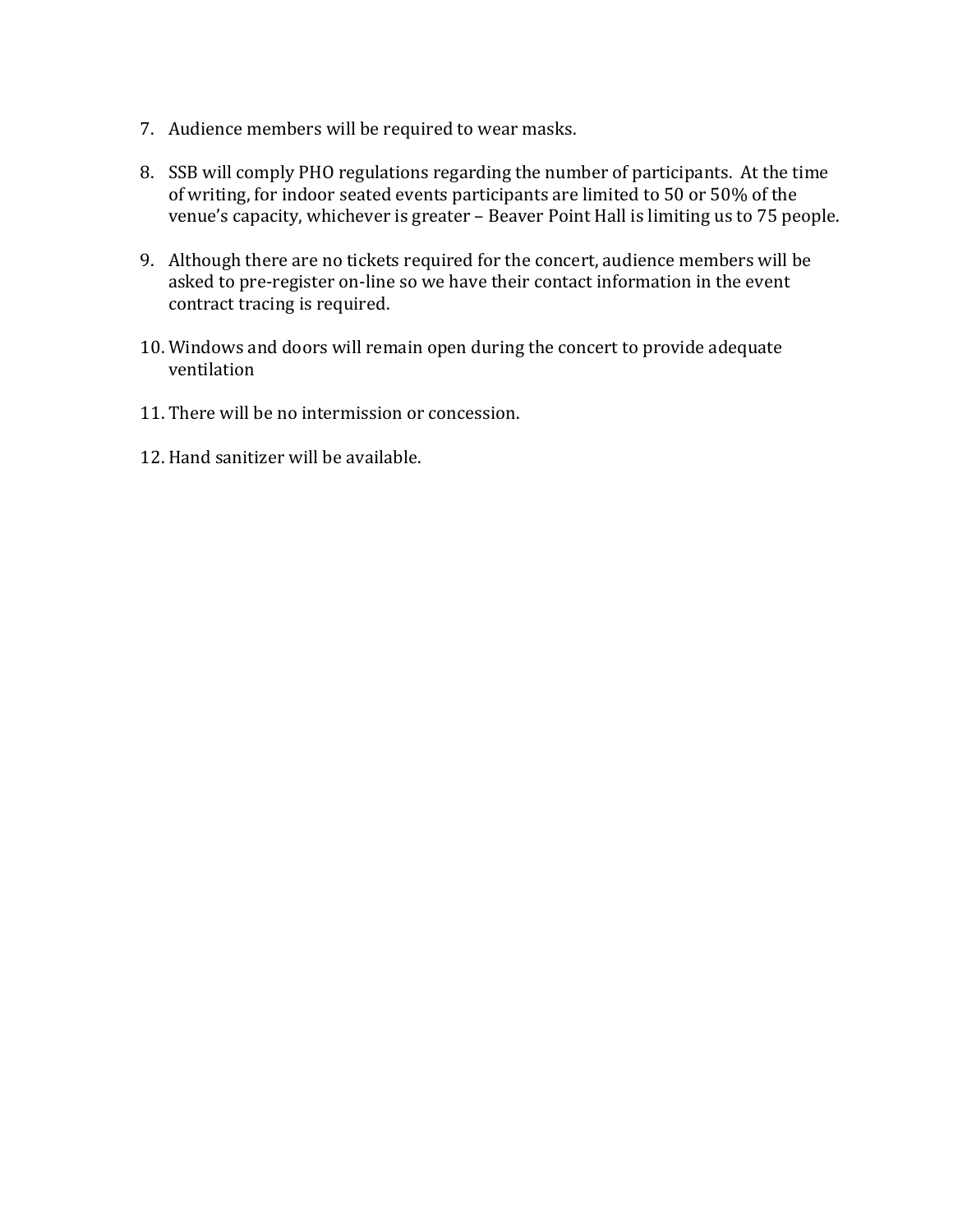7. Audience members will be required to wear masks.

8. SSB will comply PHO regulations regarding the number of participants. At the time of writing, for indoor seated events participants are limited to 50 or 50% of the venue's capacity, whichever is greater – Beaver Point Hall is limiting us to 75 people.

9. Although there are no tickets required for the concert, audience members will be asked to pre-register on-line so we have their contact information in the event contract tracing is required.

10. Windows and doors will remain open during the concert to provide adequate ventilation

11. There will be no intermission or concession.

12. Hand sanitizer will be available.